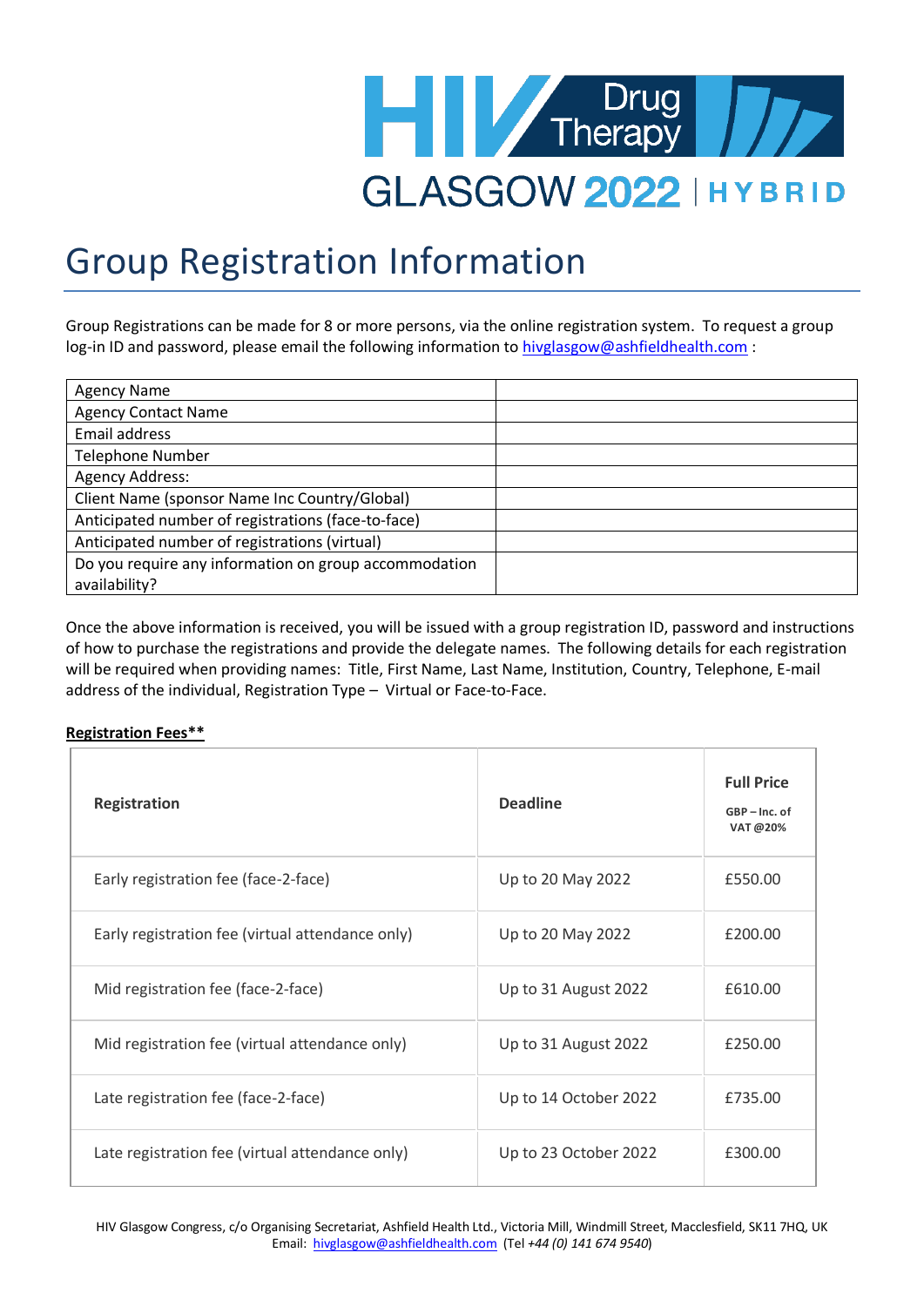HIV Drug Therapy

GLASGOW 2022 | HYBRID

# Group Registration Information

Group Registrations can be made for 8 or more persons, via the online registration system. To request a group log-in ID and password, please email the following information to hivglasgow@ashfieldhealth.com :

| | |
|---|---|
| Agency Name | |
| Agency Contact Name | |
| Email address | |
| Telephone Number | |
| Agency Address: | |
| Client Name (sponsor Name Inc Country/Global) | |
| Anticipated number of registrations (face-to-face) | |
| Anticipated number of registrations (virtual) | |
| Do you require any information on group accommodation availability? | |

Once the above information is received, you will be issued with a group registration ID, password and instructions of how to purchase the registrations and provide the delegate names. The following details for each registration will be required when providing names: Title, First Name, Last Name, Institution, Country, Telephone, E-mail address of the individual, Registration Type – Virtual or Face-to-Face.

**Registration Fees****

| Registration | Deadline | Full Price GBP – Inc. of VAT @20% |
|---|---|---|
| Early registration fee (face-2-face) | Up to 20 May 2022 | £550.00 |
| Early registration fee (virtual attendance only) | Up to 20 May 2022 | £200.00 |
| Mid registration fee (face-2-face) | Up to 31 August 2022 | £610.00 |
| Mid registration fee (virtual attendance only) | Up to 31 August 2022 | £250.00 |
| Late registration fee (face-2-face) | Up to 14 October 2022 | £735.00 |
| Late registration fee (virtual attendance only) | Up to 23 October 2022 | £300.00 |

HIV Glasgow Congress, c/o Organising Secretariat, Ashfield Health Ltd., Victoria Mill, Windmill Street, Macclesfield, SK11 7HQ, UK
Email: hivglasgow@ashfieldhealth.com (Tel *+44 (0) 141 674 9540*)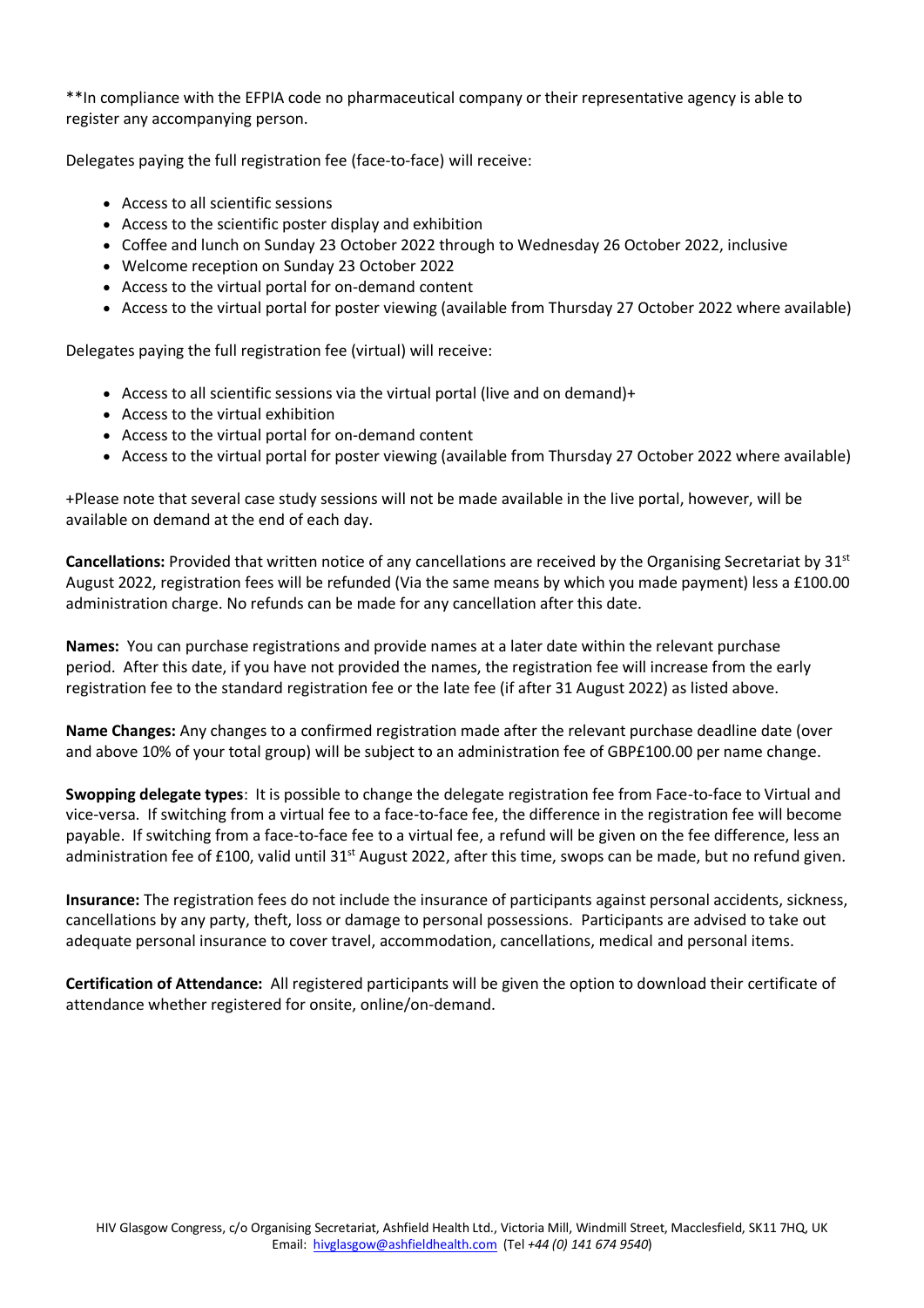**In compliance with the EFPIA code no pharmaceutical company or their representative agency is able to register any accompanying person.

Delegates paying the full registration fee (face-to-face) will receive:

- Access to all scientific sessions
- Access to the scientific poster display and exhibition
- Coffee and lunch on Sunday 23 October 2022 through to Wednesday 26 October 2022, inclusive
- Welcome reception on Sunday 23 October 2022
- Access to the virtual portal for on-demand content
- Access to the virtual portal for poster viewing (available from Thursday 27 October 2022 where available)

Delegates paying the full registration fee (virtual) will receive:

- Access to all scientific sessions via the virtual portal (live and on demand)+
- Access to the virtual exhibition
- Access to the virtual portal for on-demand content
- Access to the virtual portal for poster viewing (available from Thursday 27 October 2022 where available)

+Please note that several case study sessions will not be made available in the live portal, however, will be available on demand at the end of each day.

**Cancellations:** Provided that written notice of any cancellations are received by the Organising Secretariat by 31st August 2022, registration fees will be refunded (Via the same means by which you made payment) less a £100.00 administration charge. No refunds can be made for any cancellation after this date.

**Names:** You can purchase registrations and provide names at a later date within the relevant purchase period. After this date, if you have not provided the names, the registration fee will increase from the early registration fee to the standard registration fee or the late fee (if after 31 August 2022) as listed above.

**Name Changes:** Any changes to a confirmed registration made after the relevant purchase deadline date (over and above 10% of your total group) will be subject to an administration fee of GBP£100.00 per name change.

**Swopping delegate types**: It is possible to change the delegate registration fee from Face-to-face to Virtual and vice-versa. If switching from a virtual fee to a face-to-face fee, the difference in the registration fee will become payable. If switching from a face-to-face fee to a virtual fee, a refund will be given on the fee difference, less an administration fee of £100, valid until 31st August 2022, after this time, swops can be made, but no refund given.

**Insurance:** The registration fees do not include the insurance of participants against personal accidents, sickness, cancellations by any party, theft, loss or damage to personal possessions. Participants are advised to take out adequate personal insurance to cover travel, accommodation, cancellations, medical and personal items.

**Certification of Attendance:** All registered participants will be given the option to download their certificate of attendance whether registered for onsite, online/on-demand.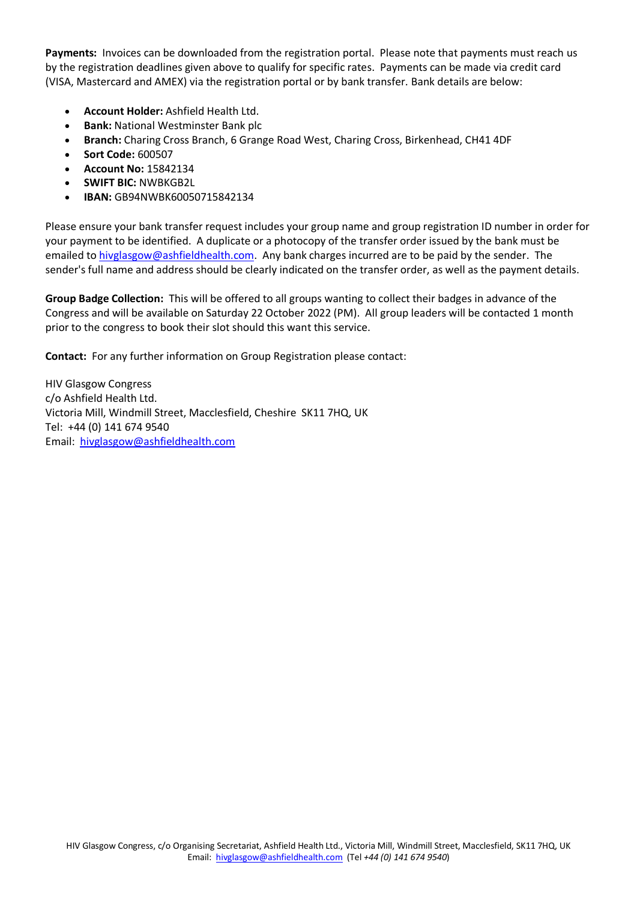**Payments:** Invoices can be downloaded from the registration portal. Please note that payments must reach us by the registration deadlines given above to qualify for specific rates. Payments can be made via credit card (VISA, Mastercard and AMEX) via the registration portal or by bank transfer. Bank details are below:

- **Account Holder:** Ashfield Health Ltd.
- **Bank:** National Westminster Bank plc
- **Branch:** Charing Cross Branch, 6 Grange Road West, Charing Cross, Birkenhead, CH41 4DF
- **Sort Code:** 600507
- **Account No:** 15842134
- **SWIFT BIC:** NWBKGB2L
- **IBAN:** GB94NWBK60050715842134

Please ensure your bank transfer request includes your group name and group registration ID number in order for your payment to be identified. A duplicate or a photocopy of the transfer order issued by the bank must be emailed to hivglasgow@ashfieldhealth.com. Any bank charges incurred are to be paid by the sender. The sender's full name and address should be clearly indicated on the transfer order, as well as the payment details.

**Group Badge Collection:** This will be offered to all groups wanting to collect their badges in advance of the Congress and will be available on Saturday 22 October 2022 (PM). All group leaders will be contacted 1 month prior to the congress to book their slot should this want this service.

**Contact:** For any further information on Group Registration please contact:

HIV Glasgow Congress
c/o Ashfield Health Ltd.
Victoria Mill, Windmill Street, Macclesfield, Cheshire SK11 7HQ, UK
Tel: +44 (0) 141 674 9540
Email: hivglasgow@ashfieldhealth.com